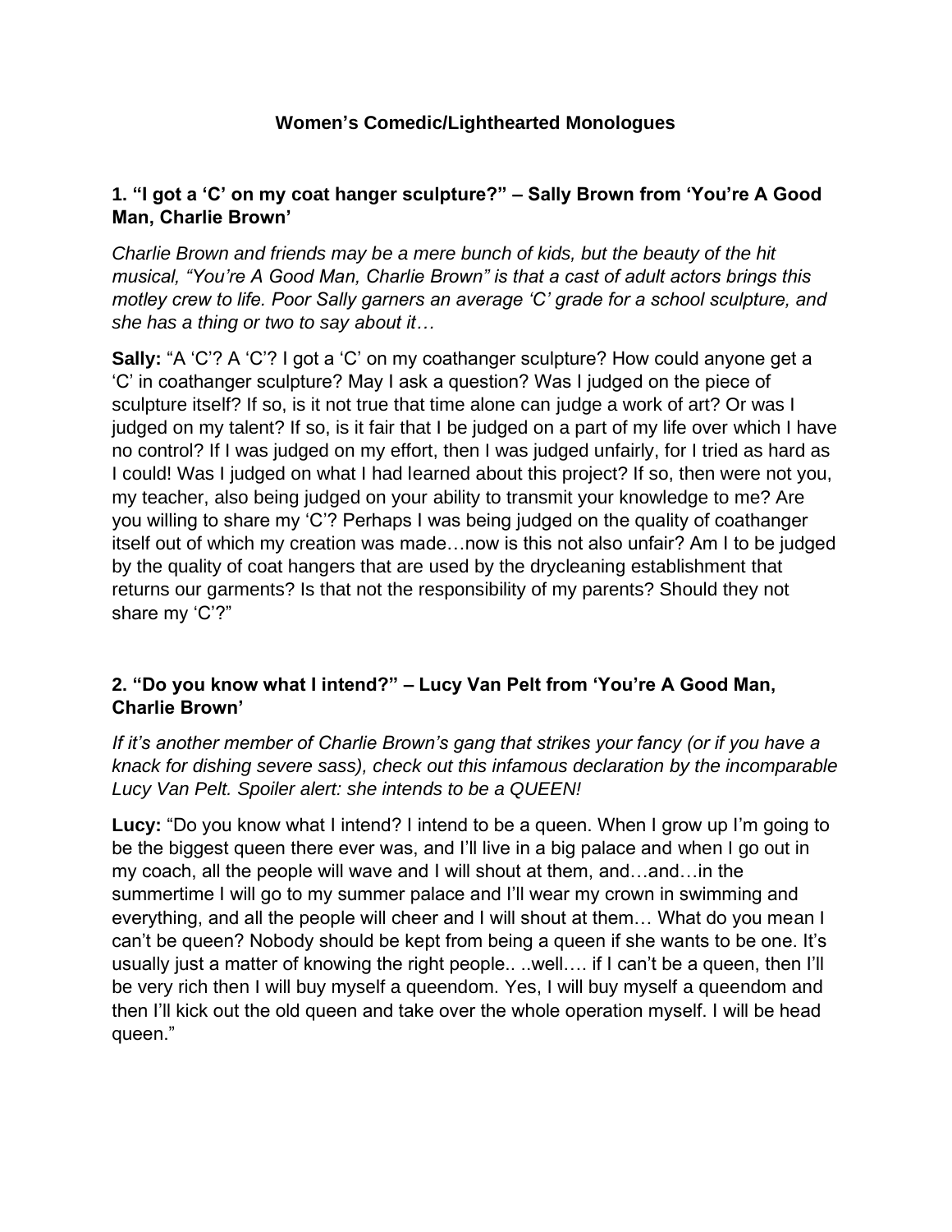# Women's Comedic/Lighthearted Monologues

## 1. "I got a 'C' on my coat hanger sculpture?" – Sally Brown from 'You're A Good Man, Charlie Brown'

*Charlie Brown and friends may be a mere bunch of kids, but the beauty of the hit musical, "You're A Good Man, Charlie Brown" is that a cast of adult actors brings this motley crew to life. Poor Sally garners an average 'C' grade for a school sculpture, and she has a thing or two to say about it…*

**Sally:** "A 'C'? A 'C'? I got a 'C' on my coathanger sculpture? How could anyone get a 'C' in coathanger sculpture? May I ask a question? Was I judged on the piece of sculpture itself? If so, is it not true that time alone can judge a work of art? Or was I judged on my talent? If so, is it fair that I be judged on a part of my life over which I have no control? If I was judged on my effort, then I was judged unfairly, for I tried as hard as I could! Was I judged on what I had learned about this project? If so, then were not you, my teacher, also being judged on your ability to transmit your knowledge to me? Are you willing to share my 'C'? Perhaps I was being judged on the quality of coathanger itself out of which my creation was made…now is this not also unfair? Am I to be judged by the quality of coat hangers that are used by the drycleaning establishment that returns our garments? Is that not the responsibility of my parents? Should they not share my 'C'?"

## 2. "Do you know what I intend?" – Lucy Van Pelt from 'You're A Good Man, Charlie Brown'

*If it's another member of Charlie Brown's gang that strikes your fancy (or if you have a knack for dishing severe sass), check out this infamous declaration by the incomparable Lucy Van Pelt. Spoiler alert: she intends to be a QUEEN!*

**Lucy:** "Do you know what I intend? I intend to be a queen. When I grow up I'm going to be the biggest queen there ever was, and I'll live in a big palace and when I go out in my coach, all the people will wave and I will shout at them, and…and…in the summertime I will go to my summer palace and I'll wear my crown in swimming and everything, and all the people will cheer and I will shout at them… What do you mean I can't be queen? Nobody should be kept from being a queen if she wants to be one. It's usually just a matter of knowing the right people.. ..well…. if I can't be a queen, then I'll be very rich then I will buy myself a queendom. Yes, I will buy myself a queendom and then I'll kick out the old queen and take over the whole operation myself. I will be head queen."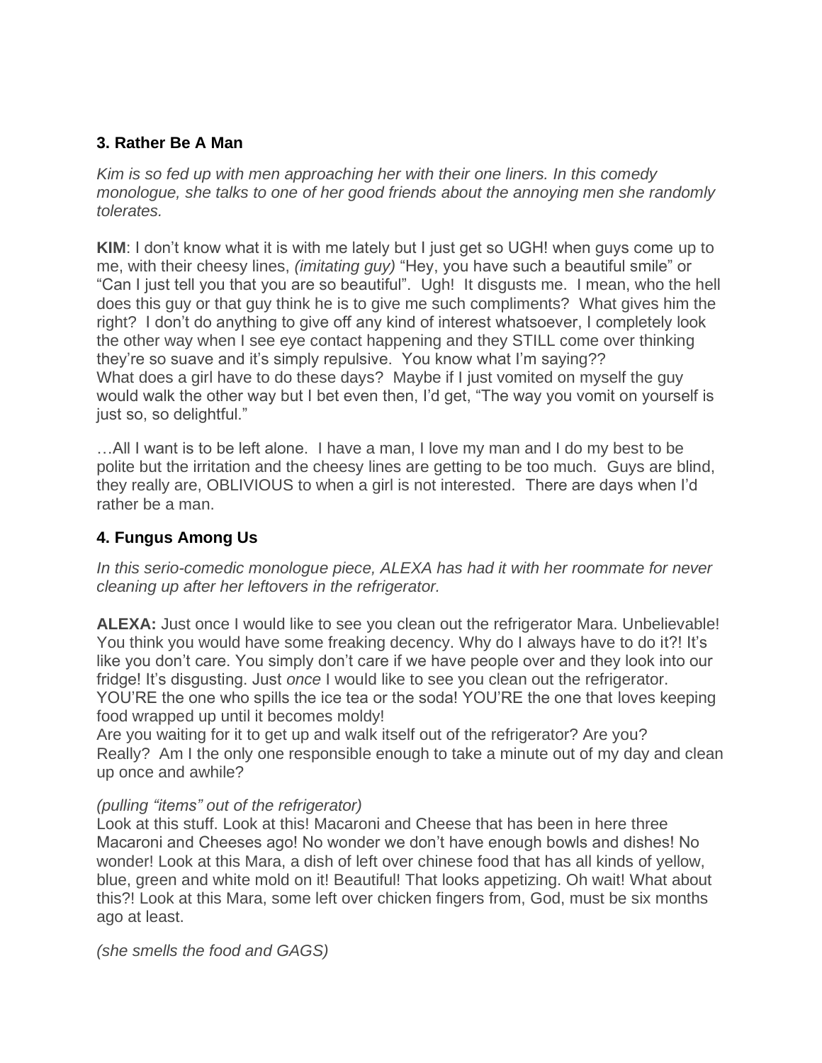### 3. Rather Be A Man

*Kim is so fed up with men approaching her with their one liners. In this comedy monologue, she talks to one of her good friends about the annoying men she randomly tolerates.*

**KIM**: I don't know what it is with me lately but I just get so UGH! when guys come up to me, with their cheesy lines, *(imitating guy)* "Hey, you have such a beautiful smile" or "Can I just tell you that you are so beautiful". Ugh! It disgusts me. I mean, who the hell does this guy or that guy think he is to give me such compliments? What gives him the right? I don't do anything to give off any kind of interest whatsoever, I completely look the other way when I see eye contact happening and they STILL come over thinking they're so suave and it's simply repulsive. You know what I'm saying??
What does a girl have to do these days? Maybe if I just vomited on myself the guy would walk the other way but I bet even then, I'd get, "The way you vomit on yourself is just so, so delightful."

…All I want is to be left alone. I have a man, I love my man and I do my best to be polite but the irritation and the cheesy lines are getting to be too much. Guys are blind, they really are, OBLIVIOUS to when a girl is not interested. There are days when I'd rather be a man.

### 4. Fungus Among Us

*In this serio-comedic monologue piece, ALEXA has had it with her roommate for never cleaning up after her leftovers in the refrigerator.*

**ALEXA:** Just once I would like to see you clean out the refrigerator Mara. Unbelievable! You think you would have some freaking decency. Why do I always have to do it?! It's like you don't care. You simply don't care if we have people over and they look into our fridge! It's disgusting. Just *once* I would like to see you clean out the refrigerator. YOU'RE the one who spills the ice tea or the soda! YOU'RE the one that loves keeping food wrapped up until it becomes moldy!
Are you waiting for it to get up and walk itself out of the refrigerator? Are you? Really? Am I the only one responsible enough to take a minute out of my day and clean up once and awhile?

*(pulling "items" out of the refrigerator)*
Look at this stuff. Look at this! Macaroni and Cheese that has been in here three Macaroni and Cheeses ago! No wonder we don't have enough bowls and dishes! No wonder! Look at this Mara, a dish of left over chinese food that has all kinds of yellow, blue, green and white mold on it! Beautiful! That looks appetizing. Oh wait! What about this?! Look at this Mara, some left over chicken fingers from, God, must be six months ago at least.

*(she smells the food and GAGS)*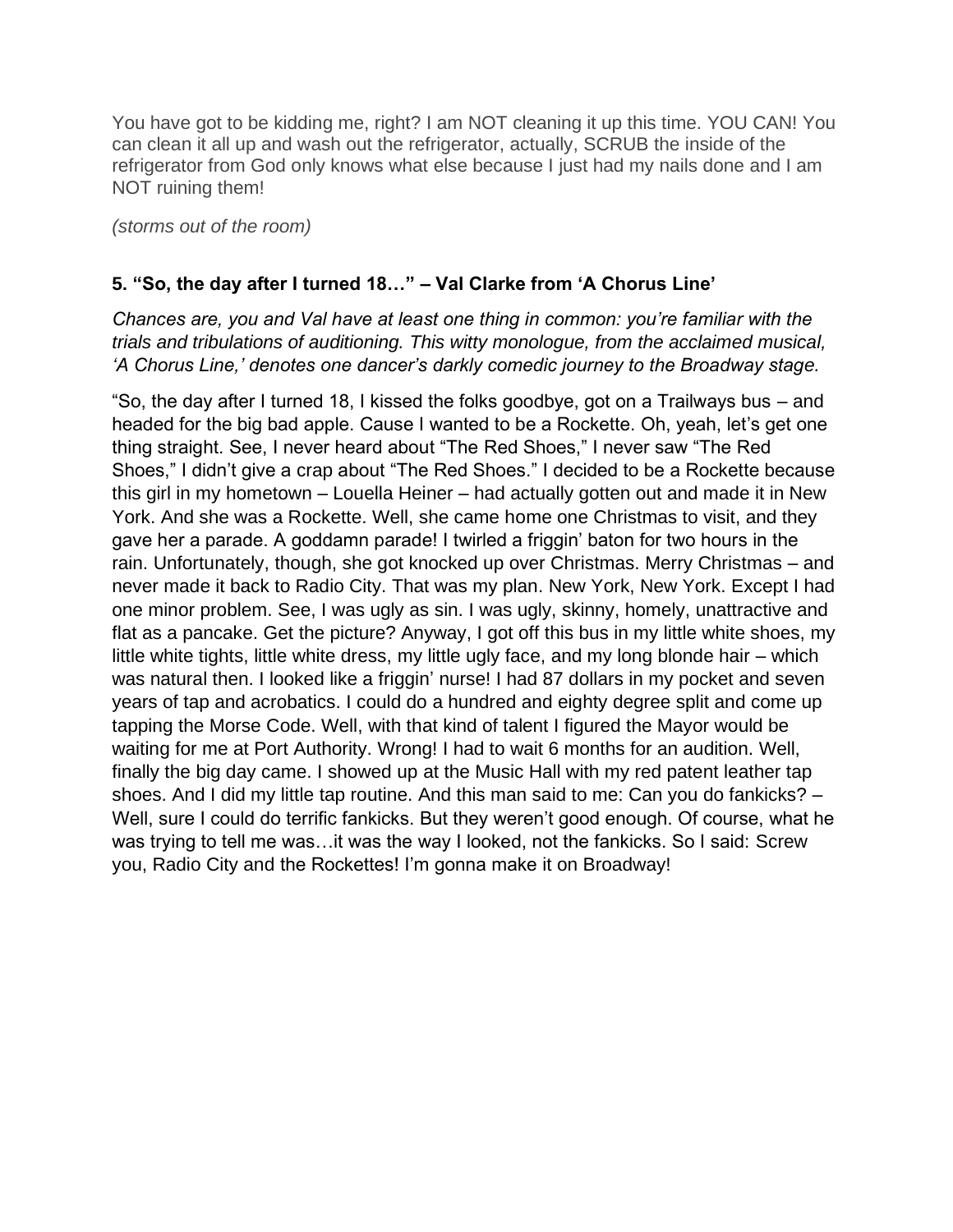You have got to be kidding me, right? I am NOT cleaning it up this time. YOU CAN! You can clean it all up and wash out the refrigerator, actually, SCRUB the inside of the refrigerator from God only knows what else because I just had my nails done and I am NOT ruining them!

*(storms out of the room)*

### 5. "So, the day after I turned 18…" – Val Clarke from 'A Chorus Line'

*Chances are, you and Val have at least one thing in common: you're familiar with the trials and tribulations of auditioning. This witty monologue, from the acclaimed musical, 'A Chorus Line,' denotes one dancer's darkly comedic journey to the Broadway stage.*

"So, the day after I turned 18, I kissed the folks goodbye, got on a Trailways bus – and headed for the big bad apple. Cause I wanted to be a Rockette. Oh, yeah, let's get one thing straight. See, I never heard about "The Red Shoes," I never saw "The Red Shoes," I didn't give a crap about "The Red Shoes." I decided to be a Rockette because this girl in my hometown – Louella Heiner – had actually gotten out and made it in New York. And she was a Rockette. Well, she came home one Christmas to visit, and they gave her a parade. A goddamn parade! I twirled a friggin' baton for two hours in the rain. Unfortunately, though, she got knocked up over Christmas. Merry Christmas – and never made it back to Radio City. That was my plan. New York, New York. Except I had one minor problem. See, I was ugly as sin. I was ugly, skinny, homely, unattractive and flat as a pancake. Get the picture? Anyway, I got off this bus in my little white shoes, my little white tights, little white dress, my little ugly face, and my long blonde hair – which was natural then. I looked like a friggin' nurse! I had 87 dollars in my pocket and seven years of tap and acrobatics. I could do a hundred and eighty degree split and come up tapping the Morse Code. Well, with that kind of talent I figured the Mayor would be waiting for me at Port Authority. Wrong! I had to wait 6 months for an audition. Well, finally the big day came. I showed up at the Music Hall with my red patent leather tap shoes. And I did my little tap routine. And this man said to me: Can you do fankicks? – Well, sure I could do terrific fankicks. But they weren't good enough. Of course, what he was trying to tell me was…it was the way I looked, not the fankicks. So I said: Screw you, Radio City and the Rockettes! I'm gonna make it on Broadway!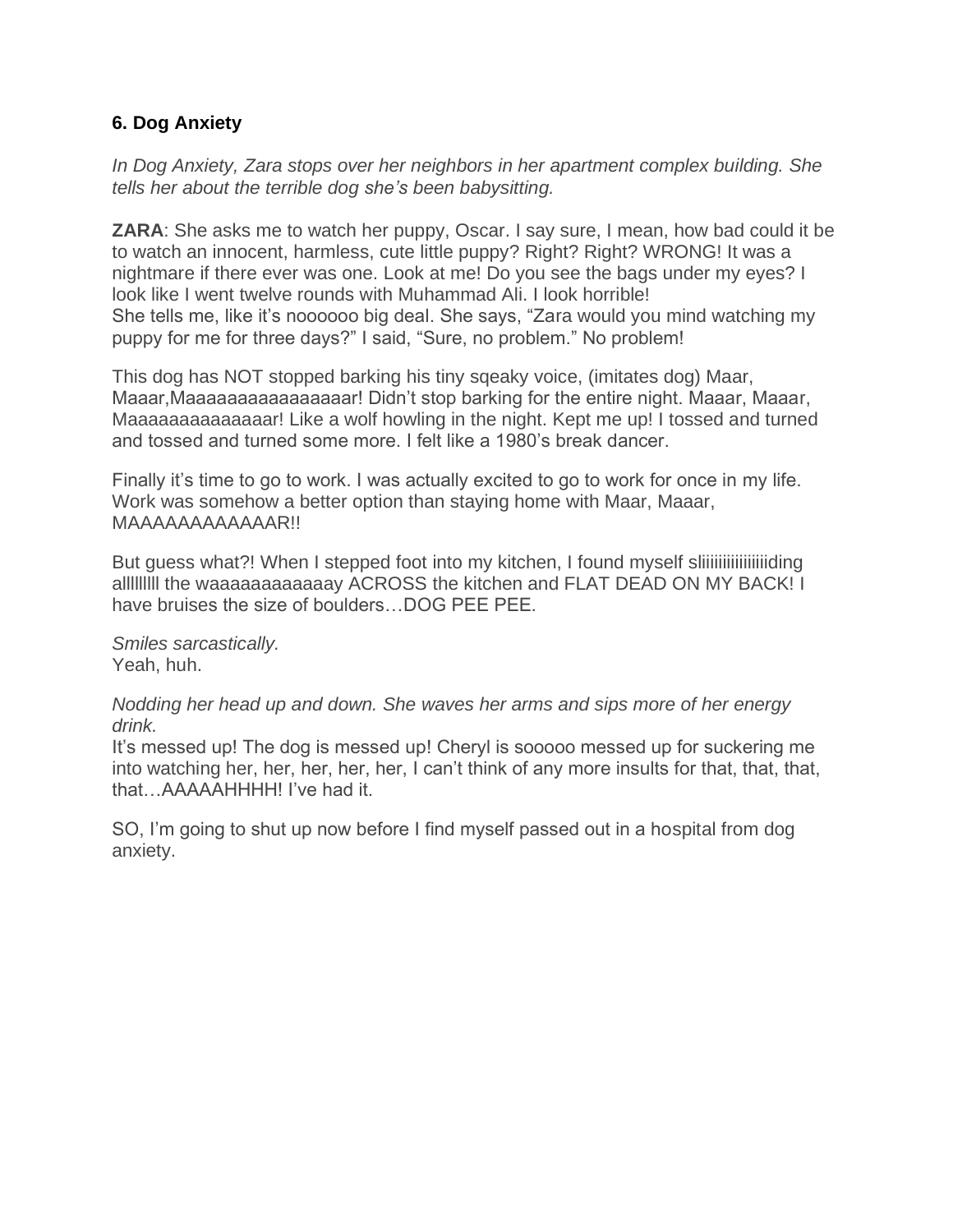**6. Dog Anxiety**

*In Dog Anxiety, Zara stops over her neighbors in her apartment complex building. She tells her about the terrible dog she's been babysitting.*

**ZARA**: She asks me to watch her puppy, Oscar. I say sure, I mean, how bad could it be to watch an innocent, harmless, cute little puppy? Right? Right? WRONG! It was a nightmare if there ever was one. Look at me! Do you see the bags under my eyes? I look like I went twelve rounds with Muhammad Ali. I look horrible!
She tells me, like it's noooooo big deal. She says, "Zara would you mind watching my puppy for me for three days?" I said, "Sure, no problem." No problem!

This dog has NOT stopped barking his tiny sqeaky voice, (imitates dog) Maar, Maaar,Maaaaaaaaaaaaaaaar! Didn't stop barking for the entire night. Maaar, Maaar, Maaaaaaaaaaaaaaar! Like a wolf howling in the night. Kept me up! I tossed and turned and tossed and turned some more. I felt like a 1980's break dancer.

Finally it's time to go to work. I was actually excited to go to work for once in my life. Work was somehow a better option than staying home with Maar, Maaar, MAAAAAAAAAAAAAR!!

But guess what?! When I stepped foot into my kitchen, I found myself sliiiiiiiiiiiiiiiiding alllllllll the waaaaaaaaaaaaay ACROSS the kitchen and FLAT DEAD ON MY BACK! I have bruises the size of boulders…DOG PEE PEE.

*Smiles sarcastically.*
Yeah, huh.

*Nodding her head up and down. She waves her arms and sips more of her energy drink.*
It's messed up! The dog is messed up! Cheryl is sooooo messed up for suckering me into watching her, her, her, her, her, I can't think of any more insults for that, that, that, that…AAAAAHHHH! I've had it.

SO, I'm going to shut up now before I find myself passed out in a hospital from dog anxiety.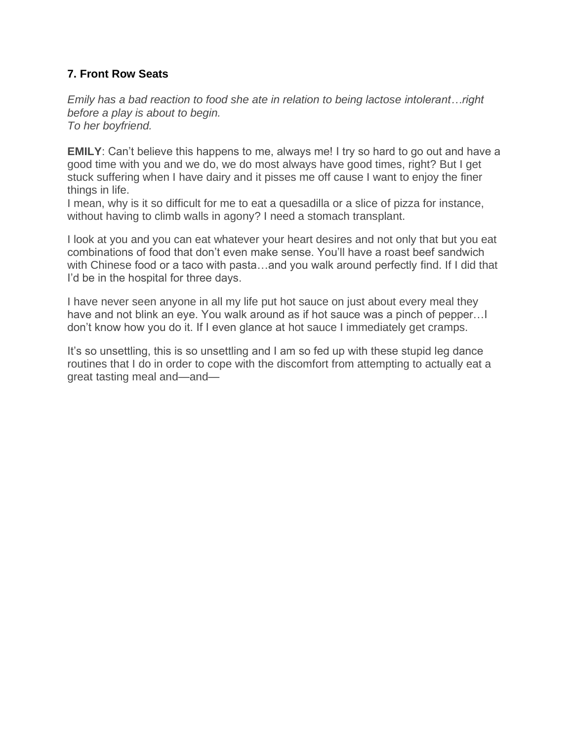### 7. Front Row Seats

*Emily has a bad reaction to food she ate in relation to being lactose intolerant…right before a play is about to begin.*
*To her boyfriend.*

**EMILY**: Can't believe this happens to me, always me! I try so hard to go out and have a good time with you and we do, we do most always have good times, right? But I get stuck suffering when I have dairy and it pisses me off cause I want to enjoy the finer things in life.
I mean, why is it so difficult for me to eat a quesadilla or a slice of pizza for instance, without having to climb walls in agony? I need a stomach transplant.

I look at you and you can eat whatever your heart desires and not only that but you eat combinations of food that don't even make sense. You'll have a roast beef sandwich with Chinese food or a taco with pasta…and you walk around perfectly find. If I did that I'd be in the hospital for three days.

I have never seen anyone in all my life put hot sauce on just about every meal they have and not blink an eye. You walk around as if hot sauce was a pinch of pepper…I don't know how you do it. If I even glance at hot sauce I immediately get cramps.

It's so unsettling, this is so unsettling and I am so fed up with these stupid leg dance routines that I do in order to cope with the discomfort from attempting to actually eat a great tasting meal and—and—